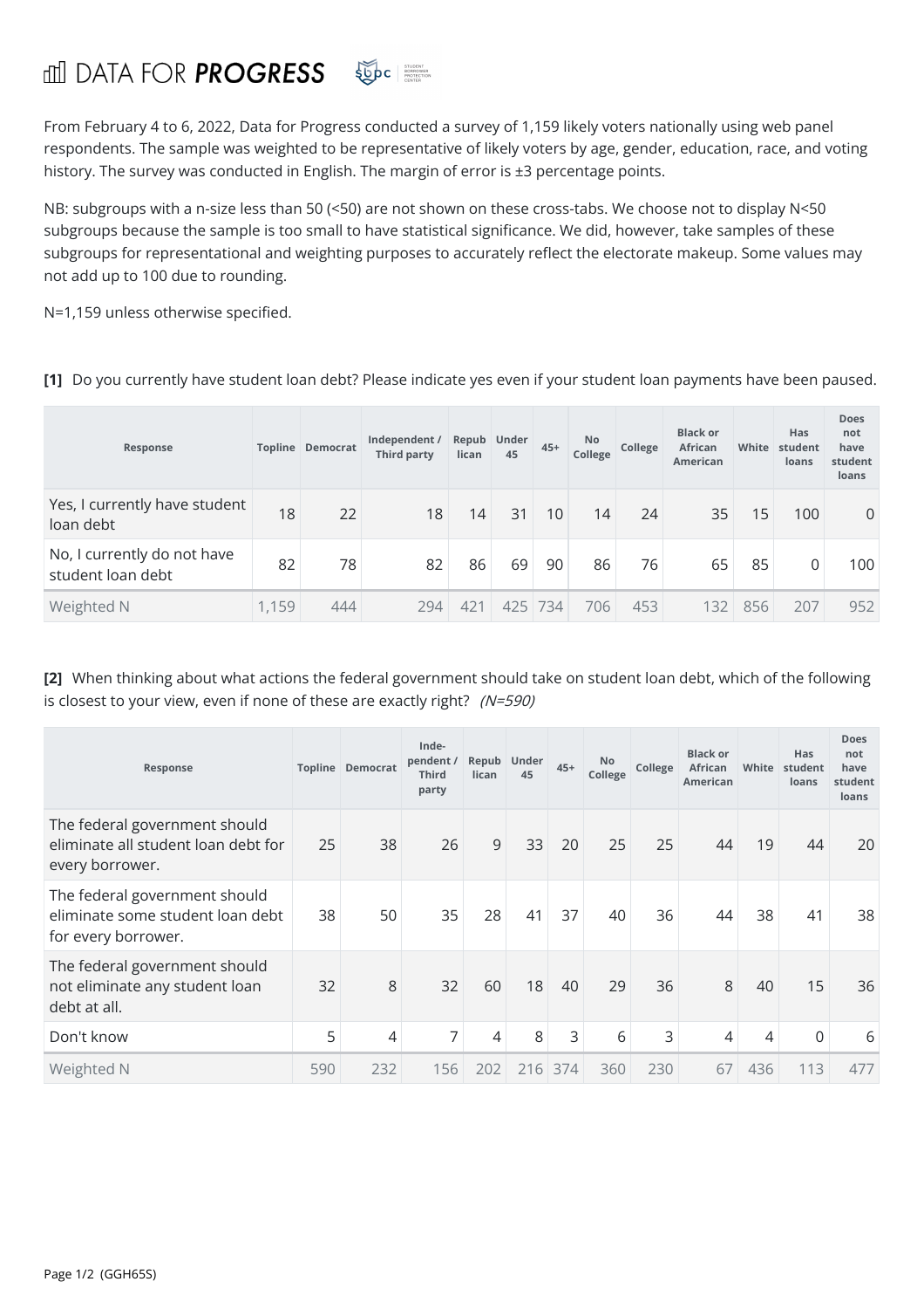DATA FOR **PROGRESS** SBPC STUDENT BORROWER PROTECTION CENTER

From February 4 to 6, 2022, Data for Progress conducted a survey of 1,159 likely voters nationally using web panel respondents. The sample was weighted to be representative of likely voters by age, gender, education, race, and voting history. The survey was conducted in English. The margin of error is ±3 percentage points.

NB: subgroups with a n-size less than 50 (<50) are not shown on these cross-tabs. We choose not to display N<50 subgroups because the sample is too small to have statistical significance. We did, however, take samples of these subgroups for representational and weighting purposes to accurately reflect the electorate makeup. Some values may not add up to 100 due to rounding.

N=1,159 unless otherwise specified.

**[1]** Do you currently have student loan debt? Please indicate yes even if your student loan payments have been paused.

| Response | Topline | Democrat | Independent / Third party | Republican | Under 45 | 45+ | No College | College | Black or African American | White | Has student loans | Does not have student loans |
|---|---|---|---|---|---|---|---|---|---|---|---|---|
| Yes, I currently have student loan debt | 18 | 22 | 18 | 14 | 31 | 10 | 14 | 24 | 35 | 15 | 100 | 0 |
| No, I currently do not have student loan debt | 82 | 78 | 82 | 86 | 69 | 90 | 86 | 76 | 65 | 85 | 0 | 100 |
| Weighted N | 1,159 | 444 | 294 | 421 | 425 | 734 | 706 | 453 | 132 | 856 | 207 | 952 |

**[2]** When thinking about what actions the federal government should take on student loan debt, which of the following is closest to your view, even if none of these are exactly right? *(N=590)*

| Response | Topline | Democrat | Independent / Third party | Republican | Under 45 | 45+ | No College | College | Black or African American | White | Has student loans | Does not have student loans |
|---|---|---|---|---|---|---|---|---|---|---|---|---|
| The federal government should eliminate all student loan debt for every borrower. | 25 | 38 | 26 | 9 | 33 | 20 | 25 | 25 | 44 | 19 | 44 | 20 |
| The federal government should eliminate some student loan debt for every borrower. | 38 | 50 | 35 | 28 | 41 | 37 | 40 | 36 | 44 | 38 | 41 | 38 |
| The federal government should not eliminate any student loan debt at all. | 32 | 8 | 32 | 60 | 18 | 40 | 29 | 36 | 8 | 40 | 15 | 36 |
| Don't know | 5 | 4 | 7 | 4 | 8 | 3 | 6 | 3 | 4 | 4 | 0 | 6 |
| Weighted N | 590 | 232 | 156 | 202 | 216 | 374 | 360 | 230 | 67 | 436 | 113 | 477 |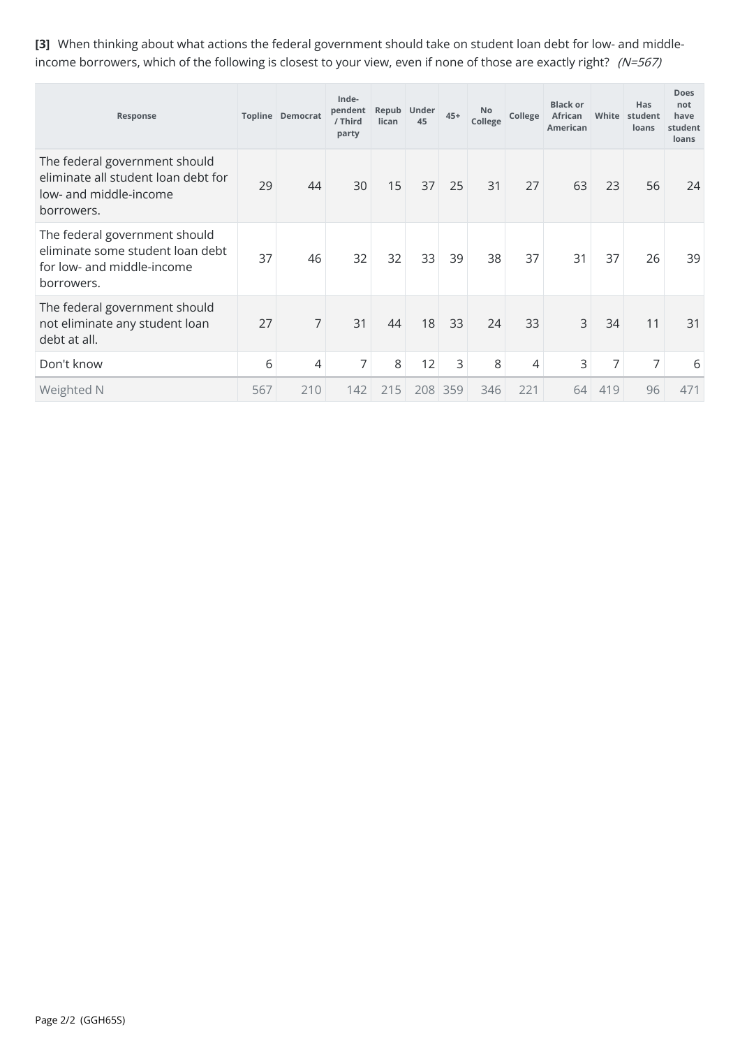**[3]** When thinking about what actions the federal government should take on student loan debt for low- and middle-income borrowers, which of the following is closest to your view, even if none of those are exactly right? *(N=567)*

| Response | Topline | Democrat | Independent / Third party | Republican | Under 45 | 45+ | No College | College | Black or African American | White | Has student loans | Does not have student loans |
|---|---|---|---|---|---|---|---|---|---|---|---|---|
| The federal government should eliminate all student loan debt for low- and middle-income borrowers. | 29 | 44 | 30 | 15 | 37 | 25 | 31 | 27 | 63 | 23 | 56 | 24 |
| The federal government should eliminate some student loan debt for low- and middle-income borrowers. | 37 | 46 | 32 | 32 | 33 | 39 | 38 | 37 | 31 | 37 | 26 | 39 |
| The federal government should not eliminate any student loan debt at all. | 27 | 7 | 31 | 44 | 18 | 33 | 24 | 33 | 3 | 34 | 11 | 31 |
| Don't know | 6 | 4 | 7 | 8 | 12 | 3 | 8 | 4 | 3 | 7 | 7 | 6 |
| Weighted N | 567 | 210 | 142 | 215 | 208 | 359 | 346 | 221 | 64 | 419 | 96 | 471 |